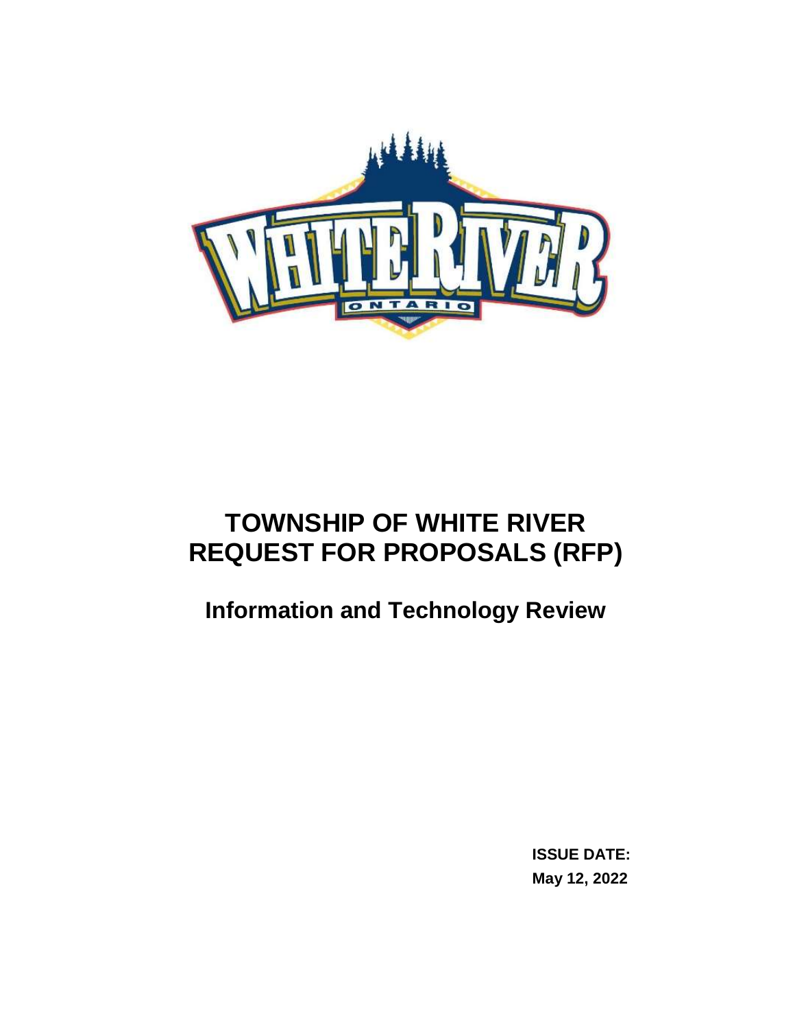# TOWNSHIP OF WHITE RIVER
# REQUEST FOR PROPOSALS (RFP)

## Information and Technology Review

**ISSUE DATE:**
**May 12, 2022**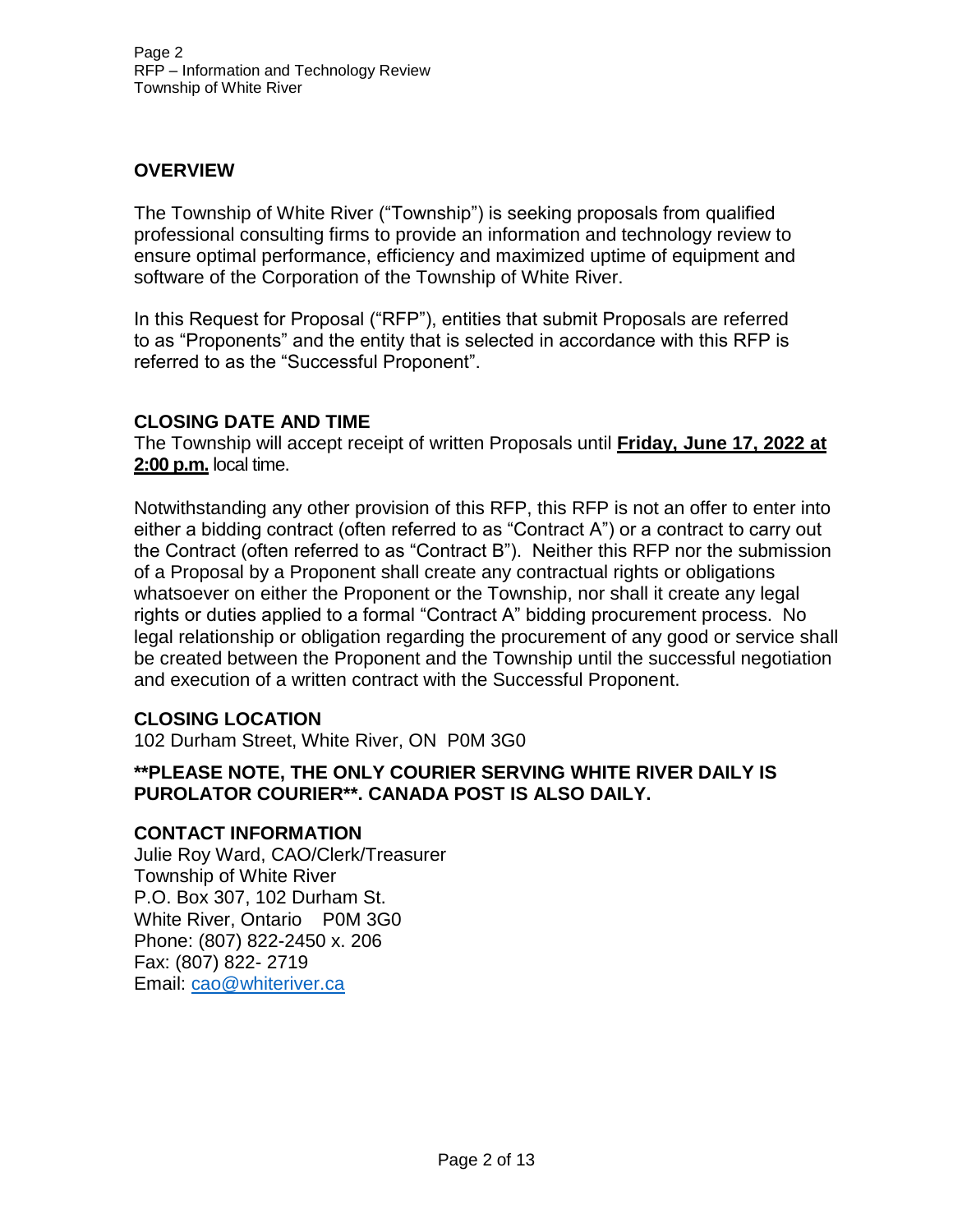## OVERVIEW

The Township of White River ("Township") is seeking proposals from qualified professional consulting firms to provide an information and technology review to ensure optimal performance, efficiency and maximized uptime of equipment and software of the Corporation of the Township of White River.

In this Request for Proposal ("RFP"), entities that submit Proposals are referred to as "Proponents" and the entity that is selected in accordance with this RFP is referred to as the "Successful Proponent".

## CLOSING DATE AND TIME

The Township will accept receipt of written Proposals until **Friday, June 17, 2022 at 2:00 p.m.** local time.

Notwithstanding any other provision of this RFP, this RFP is not an offer to enter into either a bidding contract (often referred to as "Contract A") or a contract to carry out the Contract (often referred to as "Contract B"). Neither this RFP nor the submission of a Proposal by a Proponent shall create any contractual rights or obligations whatsoever on either the Proponent or the Township, nor shall it create any legal rights or duties applied to a formal "Contract A" bidding procurement process. No legal relationship or obligation regarding the procurement of any good or service shall be created between the Proponent and the Township until the successful negotiation and execution of a written contract with the Successful Proponent.

## CLOSING LOCATION

102 Durham Street, White River, ON P0M 3G0

**\*\*PLEASE NOTE, THE ONLY COURIER SERVING WHITE RIVER DAILY IS PUROLATOR COURIER\*\*. CANADA POST IS ALSO DAILY.**

## CONTACT INFORMATION

Julie Roy Ward, CAO/Clerk/Treasurer
Township of White River
P.O. Box 307, 102 Durham St.
White River, Ontario P0M 3G0
Phone: (807) 822-2450 x. 206
Fax: (807) 822- 2719
Email: cao@whiteriver.ca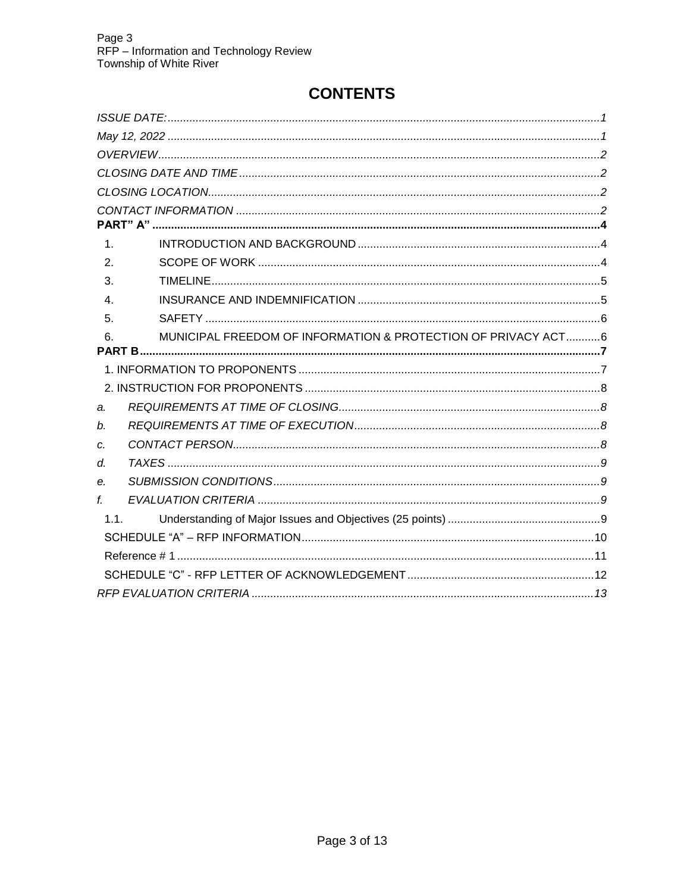# CONTENTS

*ISSUE DATE:* ........................................................................................................................ *1*

*May 12, 2022* ........................................................................................................................ *1*

*OVERVIEW* ........................................................................................................................ *2*

*CLOSING DATE AND TIME* ........................................................................................................................ *2*

*CLOSING LOCATION* ........................................................................................................................ *2*

*CONTACT INFORMATION* ........................................................................................................................ *2*

**PART" A"** ........................................................................................................................ **4**

1. INTRODUCTION AND BACKGROUND ........................................................................ 4
2. SCOPE OF WORK ........................................................................ 4
3. TIMELINE ........................................................................ 5
4. INSURANCE AND INDEMNIFICATION ........................................................................ 5
5. SAFETY ........................................................................ 6
6. MUNICIPAL FREEDOM OF INFORMATION & PROTECTION OF PRIVACY ACT ........... 6

**PART B** ........................................................................................................................ **7**

1. INFORMATION TO PROPONENTS ........................................................................ 7

2. INSTRUCTION FOR PROPONENTS ........................................................................ 8

*a. REQUIREMENTS AT TIME OF CLOSING* ........................................................................ *8*

*b. REQUIREMENTS AT TIME OF EXECUTION* ........................................................................ *8*

*c. CONTACT PERSON* ........................................................................ *8*

*d. TAXES* ........................................................................ *9*

*e. SUBMISSION CONDITIONS* ........................................................................ *9*

*f. EVALUATION CRITERIA* ........................................................................ *9*

1.1. Understanding of Major Issues and Objectives (25 points) ........................................................ 9

SCHEDULE "A" – RFP INFORMATION ........................................................................ 10

Reference # 1 ........................................................................ 11

SCHEDULE "C" - RFP LETTER OF ACKNOWLEDGEMENT ........................................................................ 12

*RFP EVALUATION CRITERIA* ........................................................................ *13*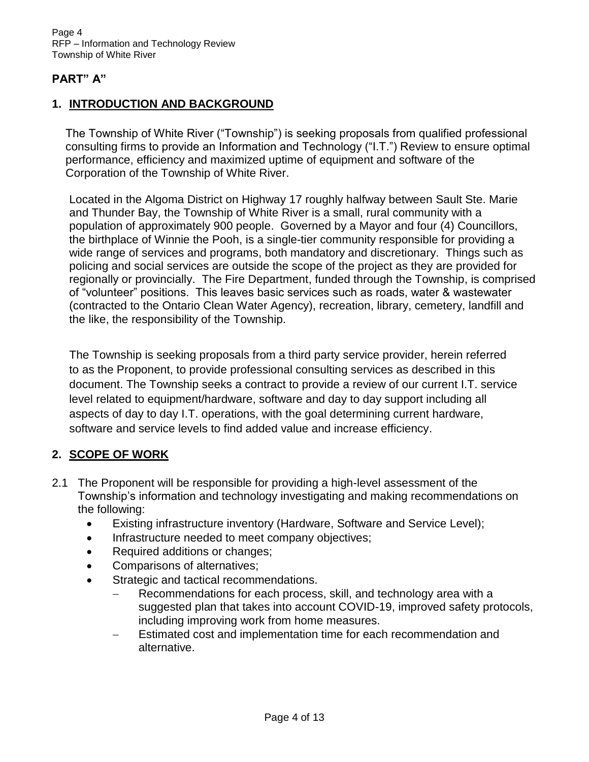# PART" A"

## 1. INTRODUCTION AND BACKGROUND

The Township of White River ("Township") is seeking proposals from qualified professional consulting firms to provide an Information and Technology ("I.T.") Review to ensure optimal performance, efficiency and maximized uptime of equipment and software of the Corporation of the Township of White River.

Located in the Algoma District on Highway 17 roughly halfway between Sault Ste. Marie and Thunder Bay, the Township of White River is a small, rural community with a population of approximately 900 people. Governed by a Mayor and four (4) Councillors, the birthplace of Winnie the Pooh, is a single-tier community responsible for providing a wide range of services and programs, both mandatory and discretionary. Things such as policing and social services are outside the scope of the project as they are provided for regionally or provincially. The Fire Department, funded through the Township, is comprised of "volunteer" positions. This leaves basic services such as roads, water & wastewater (contracted to the Ontario Clean Water Agency), recreation, library, cemetery, landfill and the like, the responsibility of the Township.

The Township is seeking proposals from a third party service provider, herein referred to as the Proponent, to provide professional consulting services as described in this document. The Township seeks a contract to provide a review of our current I.T. service level related to equipment/hardware, software and day to day support including all aspects of day to day I.T. operations, with the goal determining current hardware, software and service levels to find added value and increase efficiency.

## 2. SCOPE OF WORK

2.1 The Proponent will be responsible for providing a high-level assessment of the Township's information and technology investigating and making recommendations on the following:

- Existing infrastructure inventory (Hardware, Software and Service Level);
- Infrastructure needed to meet company objectives;
- Required additions or changes;
- Comparisons of alternatives;
- Strategic and tactical recommendations.
  - Recommendations for each process, skill, and technology area with a suggested plan that takes into account COVID-19, improved safety protocols, including improving work from home measures.
  - Estimated cost and implementation time for each recommendation and alternative.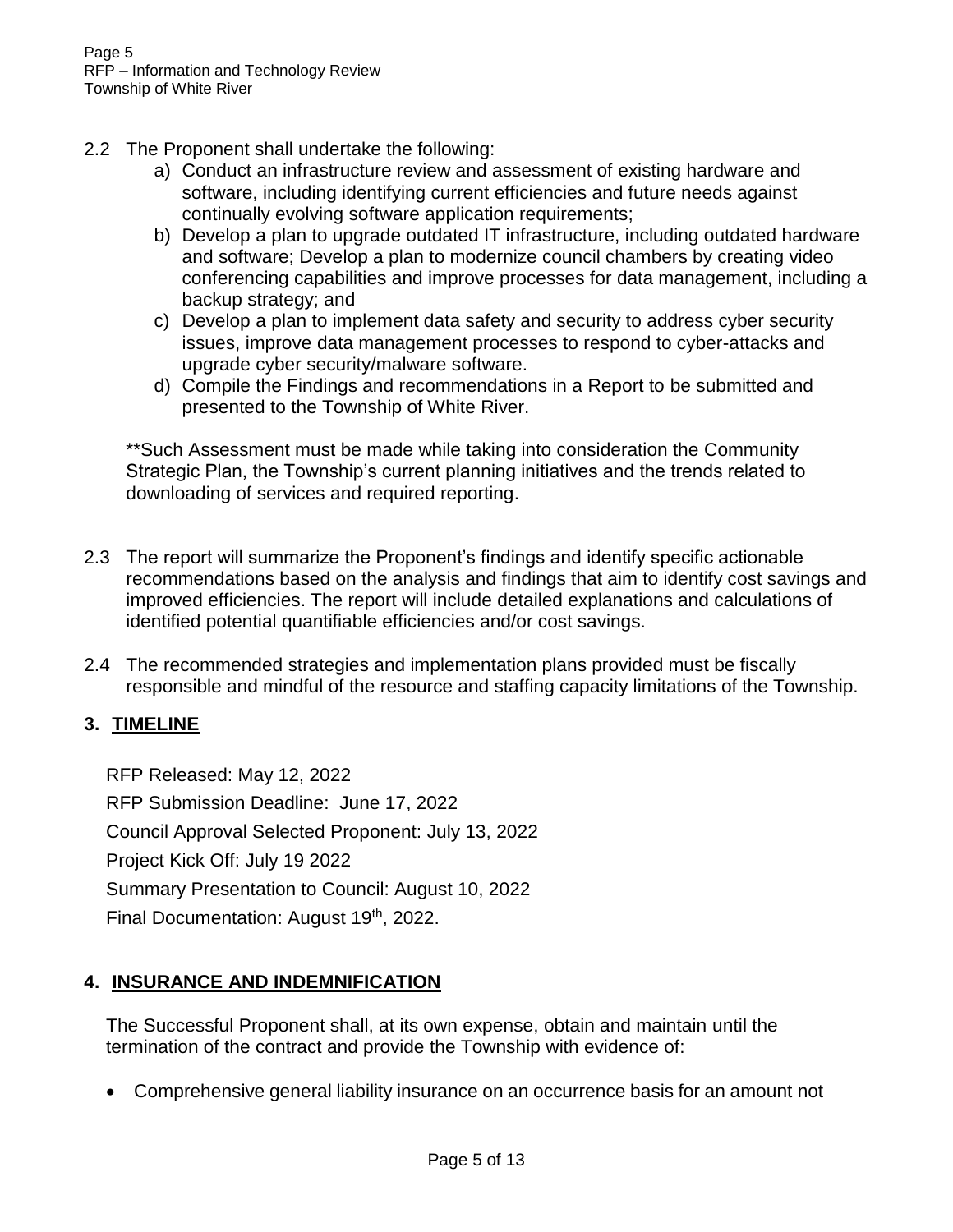2.2 The Proponent shall undertake the following:

a) Conduct an infrastructure review and assessment of existing hardware and software, including identifying current efficiencies and future needs against continually evolving software application requirements;
b) Develop a plan to upgrade outdated IT infrastructure, including outdated hardware and software; Develop a plan to modernize council chambers by creating video conferencing capabilities and improve processes for data management, including a backup strategy; and
c) Develop a plan to implement data safety and security to address cyber security issues, improve data management processes to respond to cyber-attacks and upgrade cyber security/malware software.
d) Compile the Findings and recommendations in a Report to be submitted and presented to the Township of White River.

**Such Assessment must be made while taking into consideration the Community Strategic Plan, the Township's current planning initiatives and the trends related to downloading of services and required reporting.

2.3 The report will summarize the Proponent's findings and identify specific actionable recommendations based on the analysis and findings that aim to identify cost savings and improved efficiencies. The report will include detailed explanations and calculations of identified potential quantifiable efficiencies and/or cost savings.

2.4 The recommended strategies and implementation plans provided must be fiscally responsible and mindful of the resource and staffing capacity limitations of the Township.

## 3. TIMELINE

RFP Released: May 12, 2022

RFP Submission Deadline: June 17, 2022

Council Approval Selected Proponent: July 13, 2022

Project Kick Off: July 19 2022

Summary Presentation to Council: August 10, 2022

Final Documentation: August 19th, 2022.

## 4. INSURANCE AND INDEMNIFICATION

The Successful Proponent shall, at its own expense, obtain and maintain until the termination of the contract and provide the Township with evidence of:

- Comprehensive general liability insurance on an occurrence basis for an amount not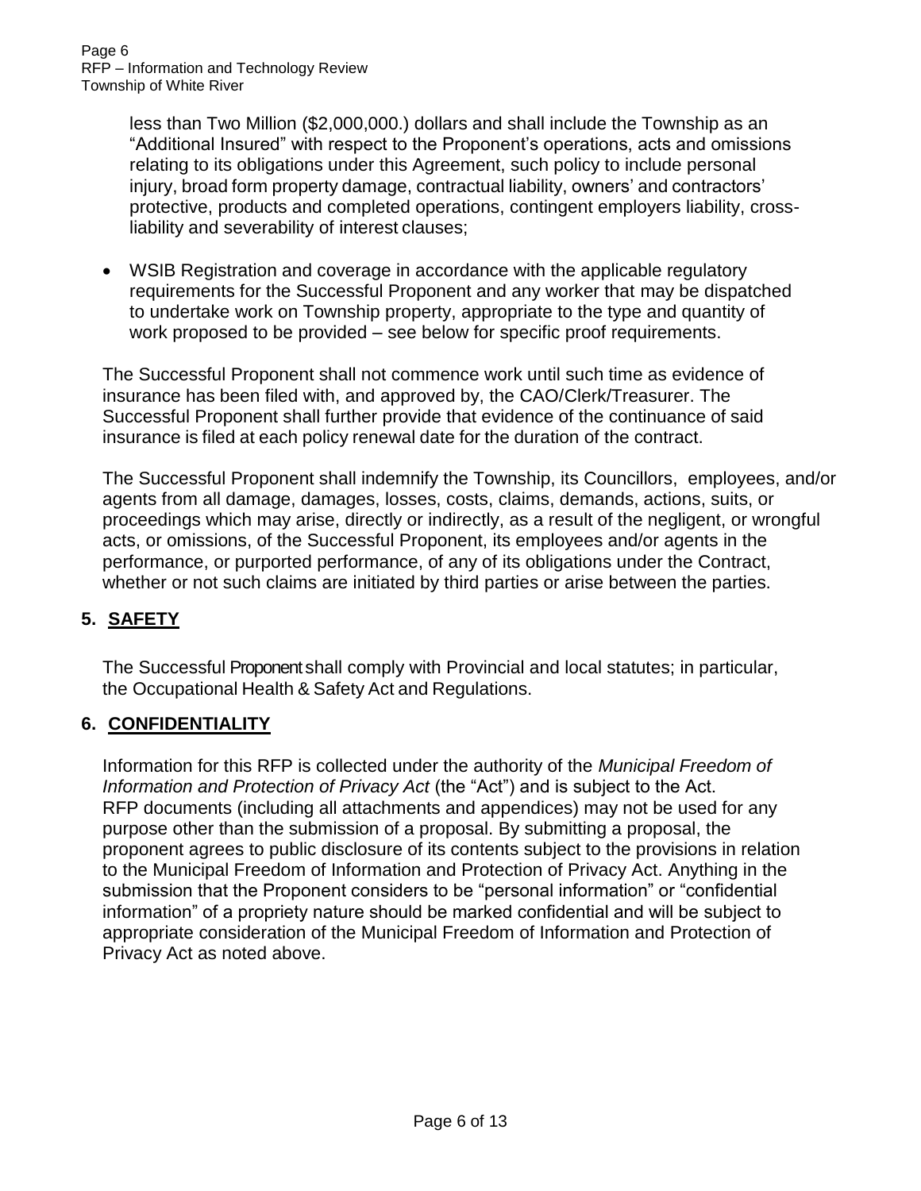less than Two Million ($2,000,000.) dollars and shall include the Township as an "Additional Insured" with respect to the Proponent's operations, acts and omissions relating to its obligations under this Agreement, such policy to include personal injury, broad form property damage, contractual liability, owners' and contractors' protective, products and completed operations, contingent employers liability, cross-liability and severability of interest clauses;

- WSIB Registration and coverage in accordance with the applicable regulatory requirements for the Successful Proponent and any worker that may be dispatched to undertake work on Township property, appropriate to the type and quantity of work proposed to be provided – see below for specific proof requirements.

The Successful Proponent shall not commence work until such time as evidence of insurance has been filed with, and approved by, the CAO/Clerk/Treasurer. The Successful Proponent shall further provide that evidence of the continuance of said insurance is filed at each policy renewal date for the duration of the contract.

The Successful Proponent shall indemnify the Township, its Councillors, employees, and/or agents from all damage, damages, losses, costs, claims, demands, actions, suits, or proceedings which may arise, directly or indirectly, as a result of the negligent, or wrongful acts, or omissions, of the Successful Proponent, its employees and/or agents in the performance, or purported performance, of any of its obligations under the Contract, whether or not such claims are initiated by third parties or arise between the parties.

## 5. SAFETY

The Successful Proponent shall comply with Provincial and local statutes; in particular, the Occupational Health & Safety Act and Regulations.

## 6. CONFIDENTIALITY

Information for this RFP is collected under the authority of the *Municipal Freedom of Information and Protection of Privacy Act* (the "Act") and is subject to the Act. RFP documents (including all attachments and appendices) may not be used for any purpose other than the submission of a proposal. By submitting a proposal, the proponent agrees to public disclosure of its contents subject to the provisions in relation to the Municipal Freedom of Information and Protection of Privacy Act. Anything in the submission that the Proponent considers to be "personal information" or "confidential information" of a propriety nature should be marked confidential and will be subject to appropriate consideration of the Municipal Freedom of Information and Protection of Privacy Act as noted above.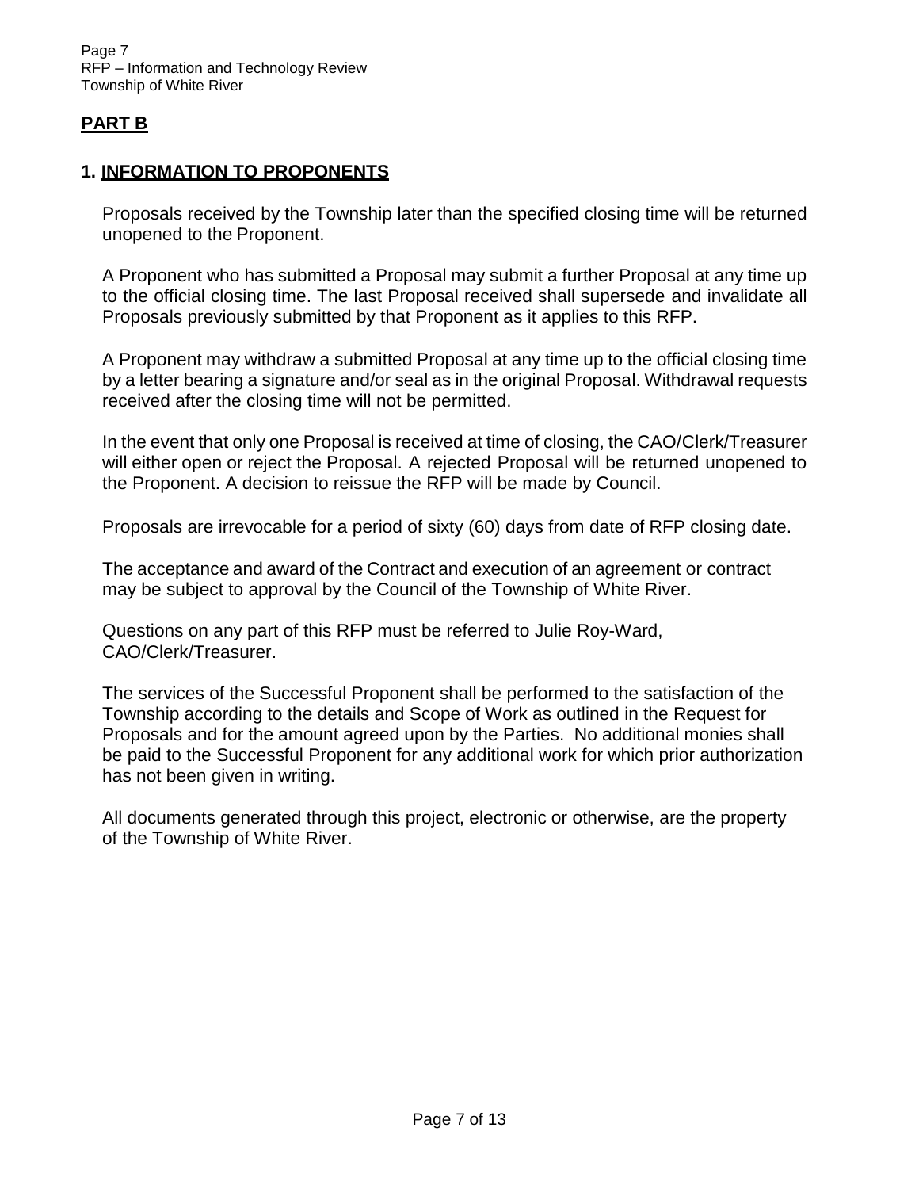## PART B

### 1. INFORMATION TO PROPONENTS

Proposals received by the Township later than the specified closing time will be returned unopened to the Proponent.

A Proponent who has submitted a Proposal may submit a further Proposal at any time up to the official closing time. The last Proposal received shall supersede and invalidate all Proposals previously submitted by that Proponent as it applies to this RFP.

A Proponent may withdraw a submitted Proposal at any time up to the official closing time by a letter bearing a signature and/or seal as in the original Proposal. Withdrawal requests received after the closing time will not be permitted.

In the event that only one Proposal is received at time of closing, the CAO/Clerk/Treasurer will either open or reject the Proposal. A rejected Proposal will be returned unopened to the Proponent. A decision to reissue the RFP will be made by Council.

Proposals are irrevocable for a period of sixty (60) days from date of RFP closing date.

The acceptance and award of the Contract and execution of an agreement or contract may be subject to approval by the Council of the Township of White River.

Questions on any part of this RFP must be referred to Julie Roy-Ward, CAO/Clerk/Treasurer.

The services of the Successful Proponent shall be performed to the satisfaction of the Township according to the details and Scope of Work as outlined in the Request for Proposals and for the amount agreed upon by the Parties. No additional monies shall be paid to the Successful Proponent for any additional work for which prior authorization has not been given in writing.

All documents generated through this project, electronic or otherwise, are the property of the Township of White River.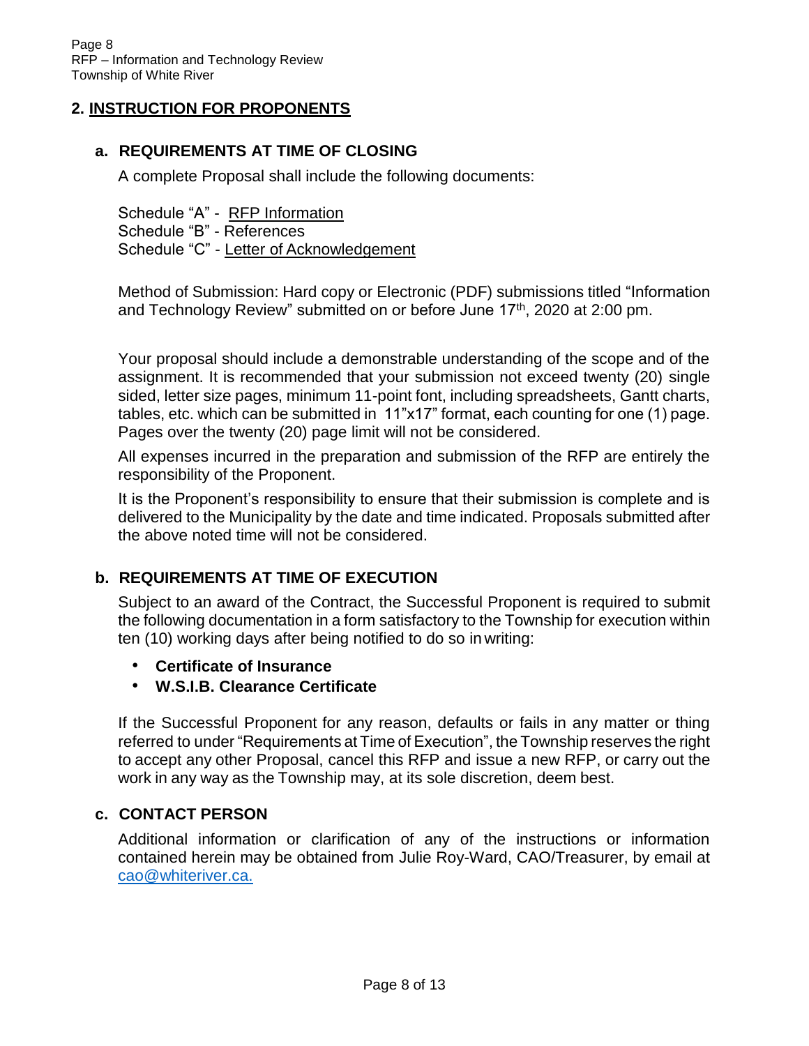## 2. INSTRUCTION FOR PROPONENTS

### a. REQUIREMENTS AT TIME OF CLOSING

A complete Proposal shall include the following documents:

Schedule "A" - RFP Information
Schedule "B" - References
Schedule "C" - Letter of Acknowledgement

Method of Submission: Hard copy or Electronic (PDF) submissions titled "Information and Technology Review" submitted on or before June 17th, 2020 at 2:00 pm.

Your proposal should include a demonstrable understanding of the scope and of the assignment. It is recommended that your submission not exceed twenty (20) single sided, letter size pages, minimum 11-point font, including spreadsheets, Gantt charts, tables, etc. which can be submitted in 11"x17" format, each counting for one (1) page. Pages over the twenty (20) page limit will not be considered.

All expenses incurred in the preparation and submission of the RFP are entirely the responsibility of the Proponent.

It is the Proponent's responsibility to ensure that their submission is complete and is delivered to the Municipality by the date and time indicated. Proposals submitted after the above noted time will not be considered.

### b. REQUIREMENTS AT TIME OF EXECUTION

Subject to an award of the Contract, the Successful Proponent is required to submit the following documentation in a form satisfactory to the Township for execution within ten (10) working days after being notified to do so in writing:

- **Certificate of Insurance**
- **W.S.I.B. Clearance Certificate**

If the Successful Proponent for any reason, defaults or fails in any matter or thing referred to under "Requirements at Time of Execution", the Township reserves the right to accept any other Proposal, cancel this RFP and issue a new RFP, or carry out the work in any way as the Township may, at its sole discretion, deem best.

### c. CONTACT PERSON

Additional information or clarification of any of the instructions or information contained herein may be obtained from Julie Roy-Ward, CAO/Treasurer, by email at cao@whiteriver.ca.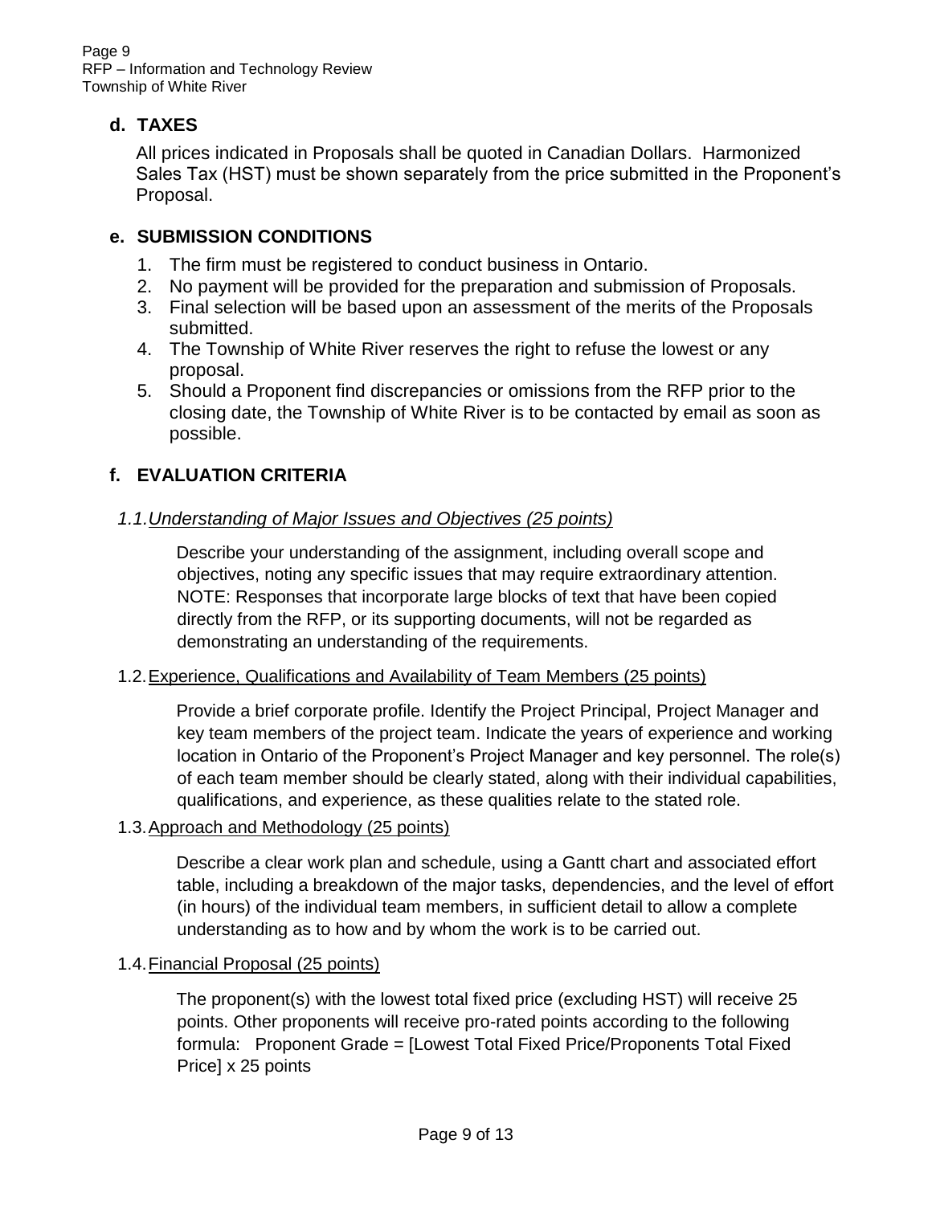## d. TAXES

All prices indicated in Proposals shall be quoted in Canadian Dollars. Harmonized Sales Tax (HST) must be shown separately from the price submitted in the Proponent's Proposal.

## e. SUBMISSION CONDITIONS

1. The firm must be registered to conduct business in Ontario.
2. No payment will be provided for the preparation and submission of Proposals.
3. Final selection will be based upon an assessment of the merits of the Proposals submitted.
4. The Township of White River reserves the right to refuse the lowest or any proposal.
5. Should a Proponent find discrepancies or omissions from the RFP prior to the closing date, the Township of White River is to be contacted by email as soon as possible.

## f. EVALUATION CRITERIA

### *1.1. Understanding of Major Issues and Objectives (25 points)*

Describe your understanding of the assignment, including overall scope and objectives, noting any specific issues that may require extraordinary attention. NOTE: Responses that incorporate large blocks of text that have been copied directly from the RFP, or its supporting documents, will not be regarded as demonstrating an understanding of the requirements.

### 1.2. Experience, Qualifications and Availability of Team Members (25 points)

Provide a brief corporate profile. Identify the Project Principal, Project Manager and key team members of the project team. Indicate the years of experience and working location in Ontario of the Proponent's Project Manager and key personnel. The role(s) of each team member should be clearly stated, along with their individual capabilities, qualifications, and experience, as these qualities relate to the stated role.

### 1.3. Approach and Methodology (25 points)

Describe a clear work plan and schedule, using a Gantt chart and associated effort table, including a breakdown of the major tasks, dependencies, and the level of effort (in hours) of the individual team members, in sufficient detail to allow a complete understanding as to how and by whom the work is to be carried out.

### 1.4. Financial Proposal (25 points)

The proponent(s) with the lowest total fixed price (excluding HST) will receive 25 points. Other proponents will receive pro-rated points according to the following formula: Proponent Grade = [Lowest Total Fixed Price/Proponents Total Fixed Price] x 25 points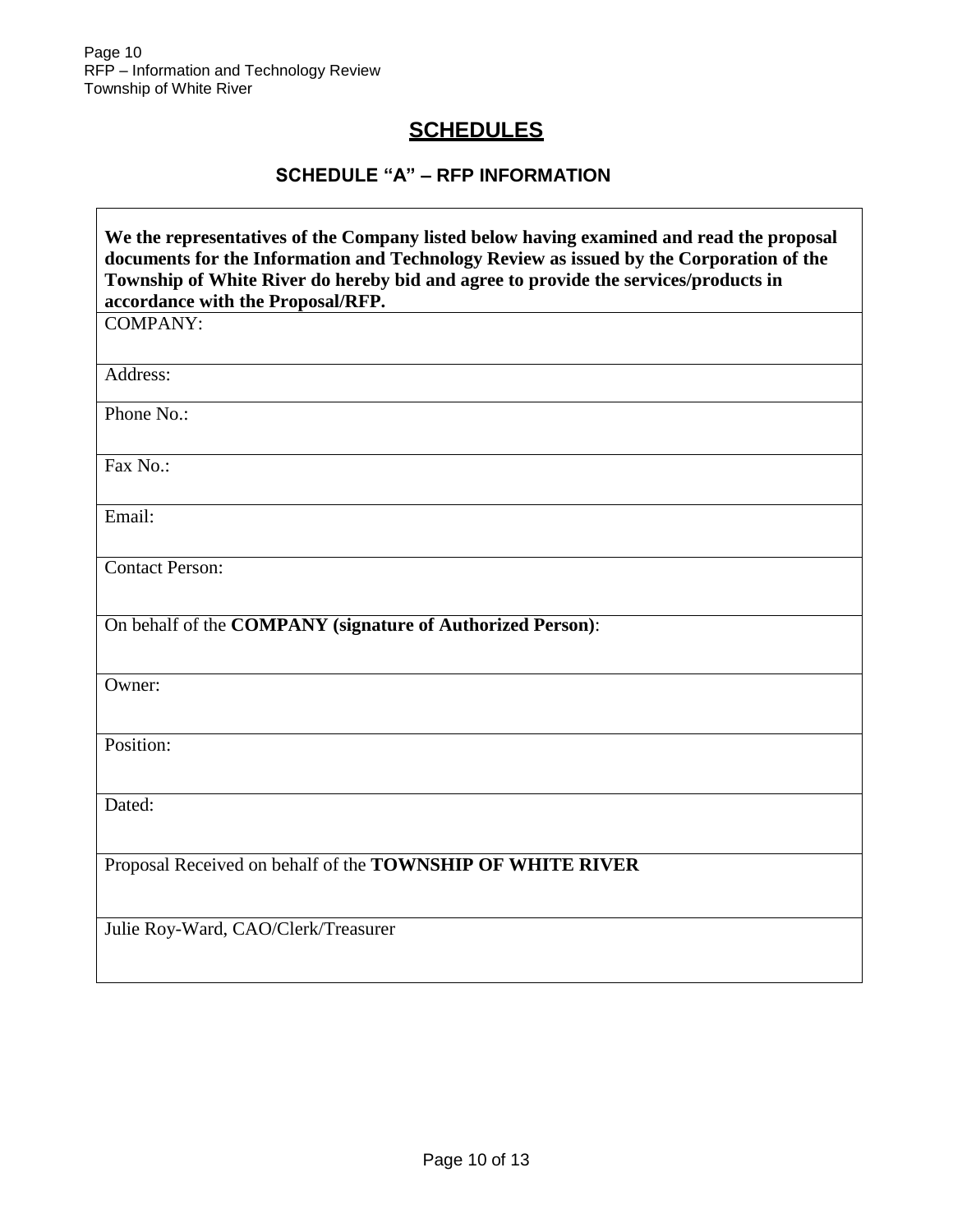# SCHEDULES

## SCHEDULE "A" – RFP INFORMATION

| **We the representatives of the Company listed below having examined and read the proposal documents for the Information and Technology Review as issued by the Corporation of the Township of White River do hereby bid and agree to provide the services/products in accordance with the Proposal/RFP.** |
|---|
| COMPANY: |
| Address: |
| Phone No.: |
| Fax No.: |
| Email: |
| Contact Person: |
| On behalf of the **COMPANY (signature of Authorized Person)**: |
| Owner: |
| Position: |
| Dated: |
| Proposal Received on behalf of the **TOWNSHIP OF WHITE RIVER** |
| Julie Roy-Ward, CAO/Clerk/Treasurer |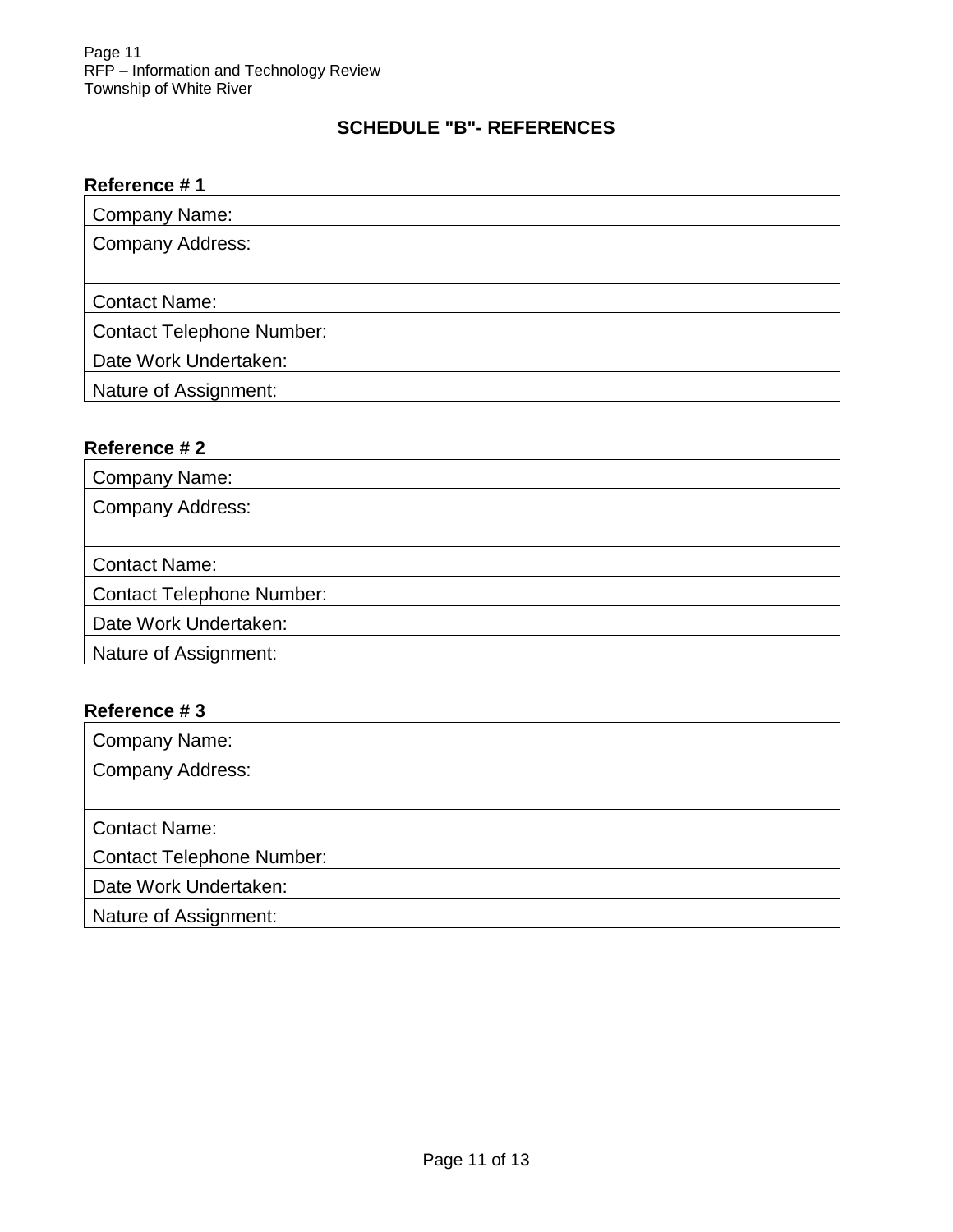## SCHEDULE "B"- REFERENCES

**Reference # 1**

| Company Name: | |
|---|---|
| Company Address: | |
| Contact Name: | |
| Contact Telephone Number: | |
| Date Work Undertaken: | |
| Nature of Assignment: | |

**Reference # 2**

| Company Name: | |
|---|---|
| Company Address: | |
| Contact Name: | |
| Contact Telephone Number: | |
| Date Work Undertaken: | |
| Nature of Assignment: | |

**Reference # 3**

| Company Name: | |
|---|---|
| Company Address: | |
| Contact Name: | |
| Contact Telephone Number: | |
| Date Work Undertaken: | |
| Nature of Assignment: | |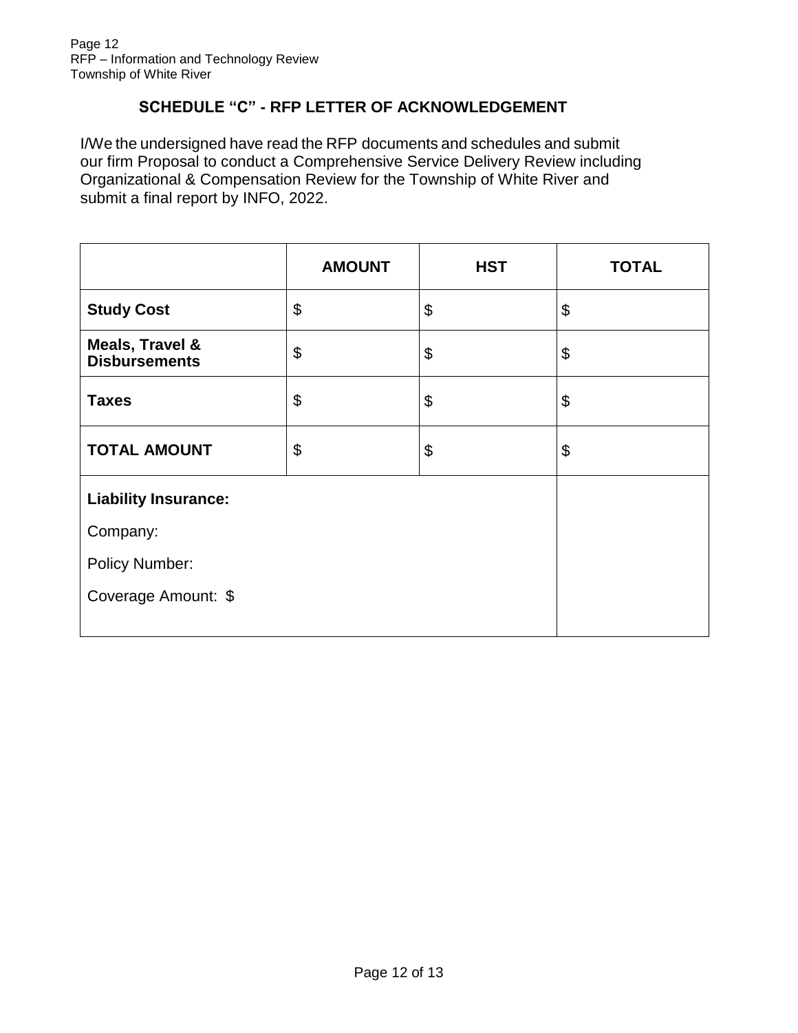## SCHEDULE "C" - RFP LETTER OF ACKNOWLEDGEMENT

I/We the undersigned have read the RFP documents and schedules and submit our firm Proposal to conduct a Comprehensive Service Delivery Review including Organizational & Compensation Review for the Township of White River and submit a final report by INFO, 2022.

| | **AMOUNT** | **HST** | **TOTAL** |
|---|---|---|---|
| **Study Cost** | $ | $ | $ |
| **Meals, Travel & Disbursements** | $ | $ | $ |
| **Taxes** | $ | $ | $ |
| **TOTAL AMOUNT** | $ | $ | $ |
| **Liability Insurance:**<br>Company:<br>Policy Number:<br>Coverage Amount: $ | | | |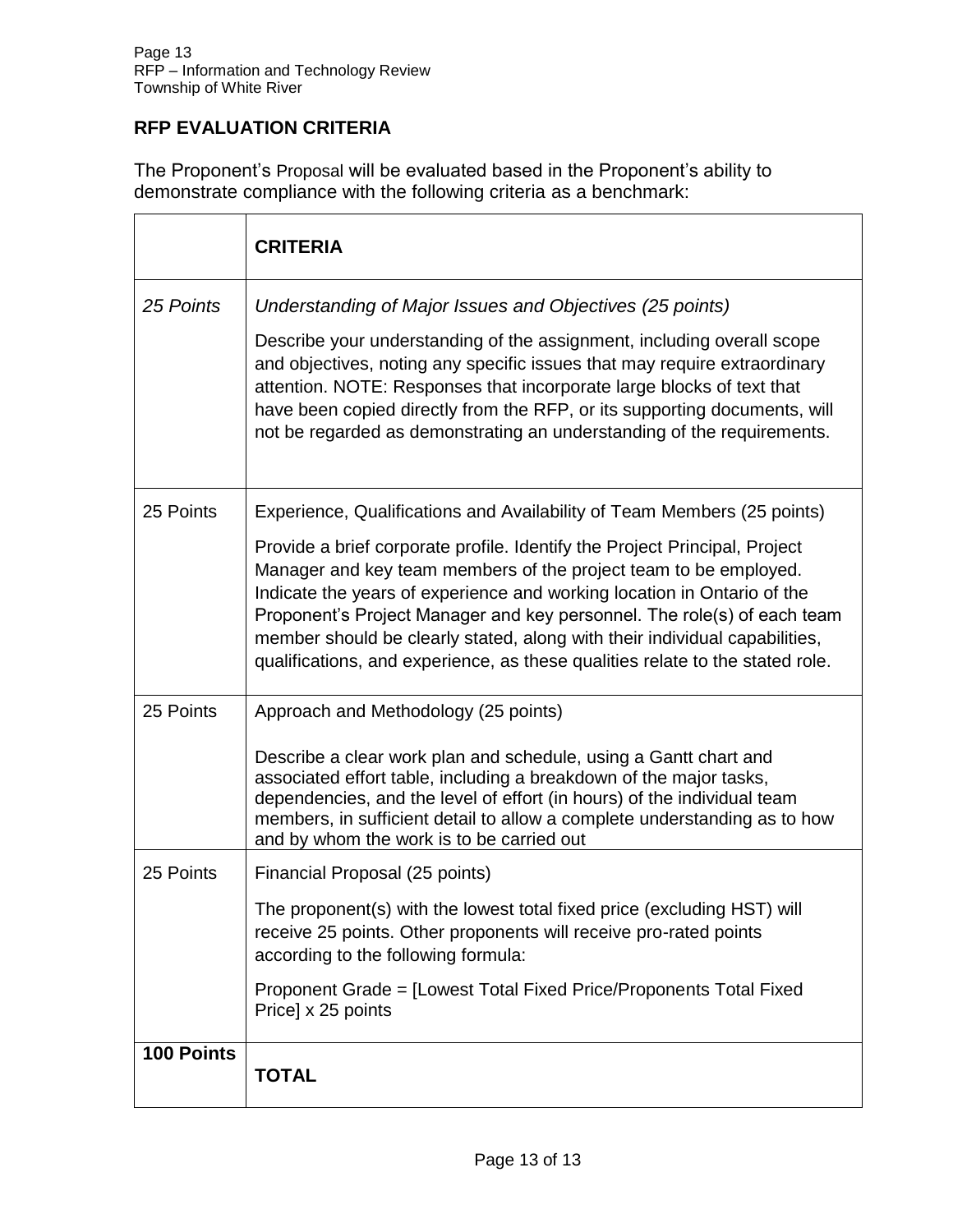## RFP EVALUATION CRITERIA

The Proponent's Proposal will be evaluated based in the Proponent's ability to demonstrate compliance with the following criteria as a benchmark:

| | **CRITERIA** |
|---|---|
| *25 Points* | *Understanding of Major Issues and Objectives (25 points)*<br><br>Describe your understanding of the assignment, including overall scope and objectives, noting any specific issues that may require extraordinary attention. NOTE: Responses that incorporate large blocks of text that have been copied directly from the RFP, or its supporting documents, will not be regarded as demonstrating an understanding of the requirements. |
| 25 Points | Experience, Qualifications and Availability of Team Members (25 points)<br><br>Provide a brief corporate profile. Identify the Project Principal, Project Manager and key team members of the project team to be employed. Indicate the years of experience and working location in Ontario of the Proponent's Project Manager and key personnel. The role(s) of each team member should be clearly stated, along with their individual capabilities, qualifications, and experience, as these qualities relate to the stated role. |
| 25 Points | Approach and Methodology (25 points)<br><br>Describe a clear work plan and schedule, using a Gantt chart and associated effort table, including a breakdown of the major tasks, dependencies, and the level of effort (in hours) of the individual team members, in sufficient detail to allow a complete understanding as to how and by whom the work is to be carried out |
| 25 Points | Financial Proposal (25 points)<br><br>The proponent(s) with the lowest total fixed price (excluding HST) will receive 25 points. Other proponents will receive pro-rated points according to the following formula:<br><br>Proponent Grade = [Lowest Total Fixed Price/Proponents Total Fixed Price] x 25 points |
| **100 Points** | **TOTAL** |